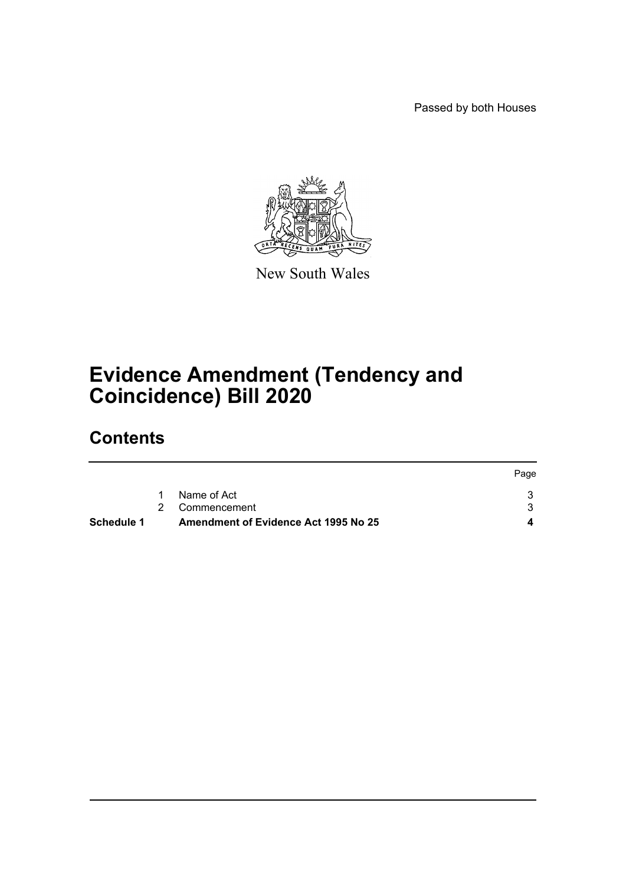Passed by both Houses

New South Wales

# Evidence Amendment (Tendency and Coincidence) Bill 2020

## Contents

| | | | Page |
|---|---|---|---|
| | 1 | Name of Act | 3 |
| | 2 | Commencement | 3 |
| **Schedule 1** | | **Amendment of Evidence Act 1995 No 25** | **4** |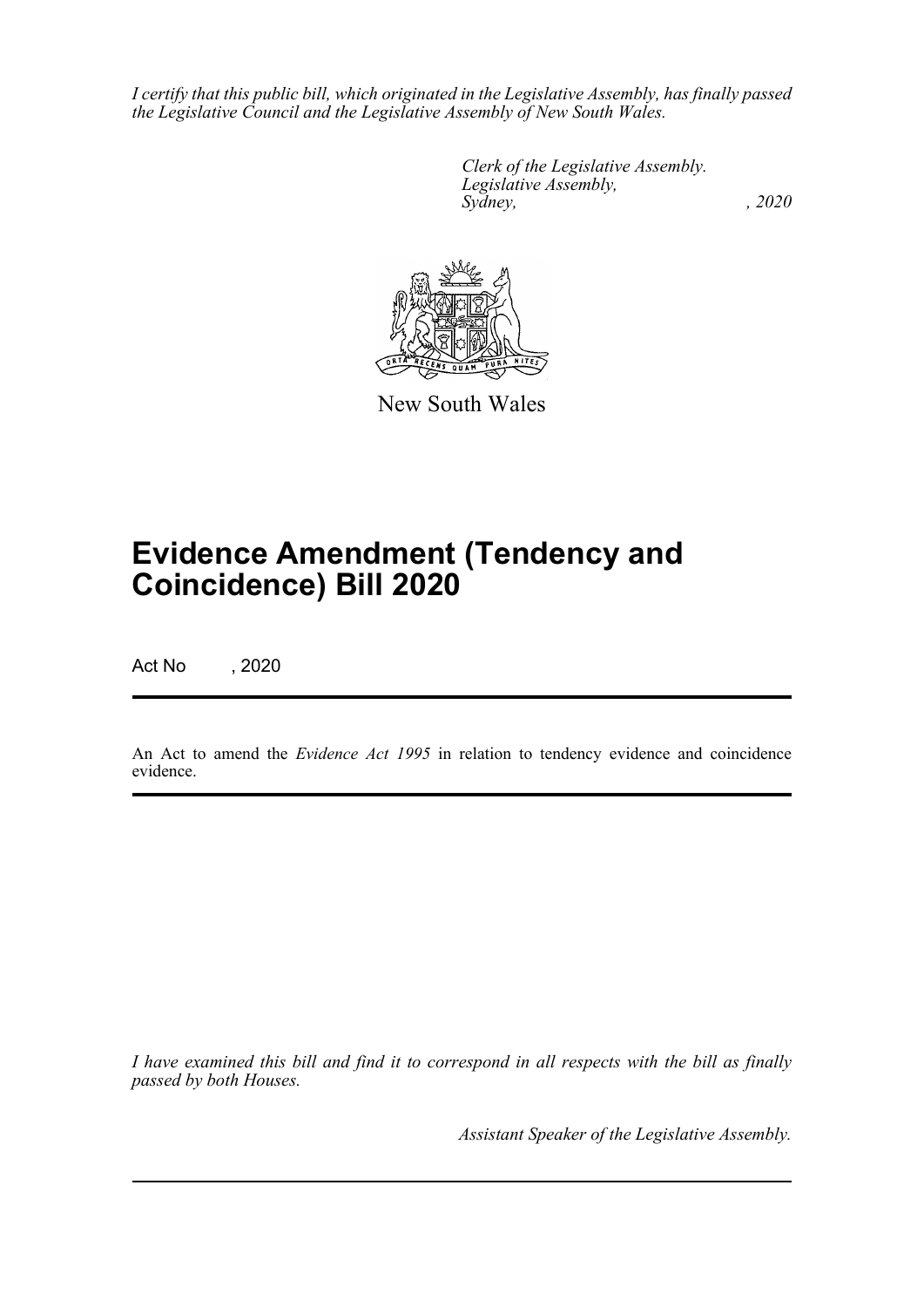*I certify that this public bill, which originated in the Legislative Assembly, has finally passed the Legislative Council and the Legislative Assembly of New South Wales.*

*Clerk of the Legislative Assembly.*
*Legislative Assembly,*
*Sydney, , 2020*

New South Wales

# Evidence Amendment (Tendency and Coincidence) Bill 2020

Act No , 2020

An Act to amend the *Evidence Act 1995* in relation to tendency evidence and coincidence evidence.

*I have examined this bill and find it to correspond in all respects with the bill as finally passed by both Houses.*

*Assistant Speaker of the Legislative Assembly.*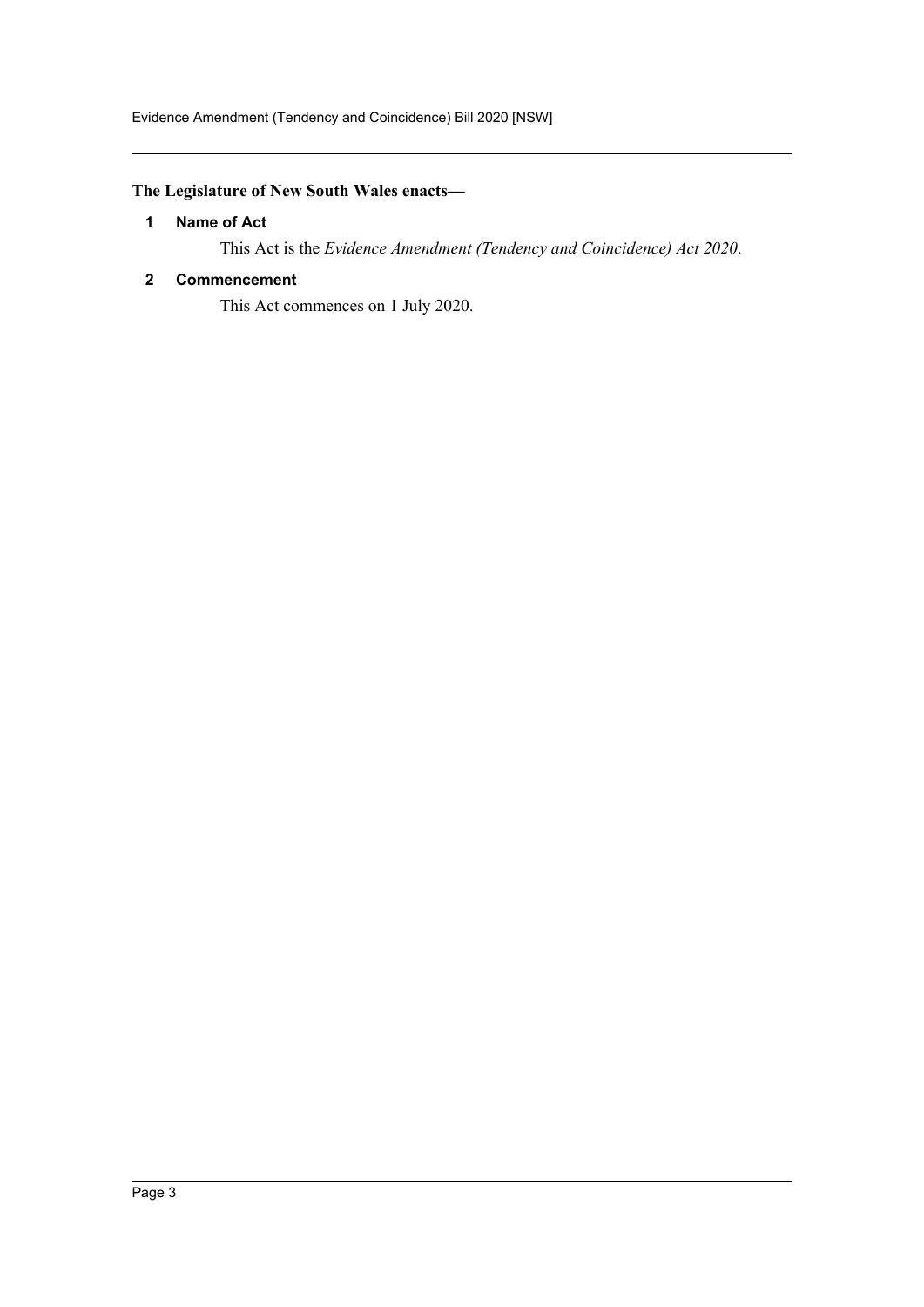**The Legislature of New South Wales enacts—**

### 1 Name of Act

This Act is the *Evidence Amendment (Tendency and Coincidence) Act 2020*.

### 2 Commencement

This Act commences on 1 July 2020.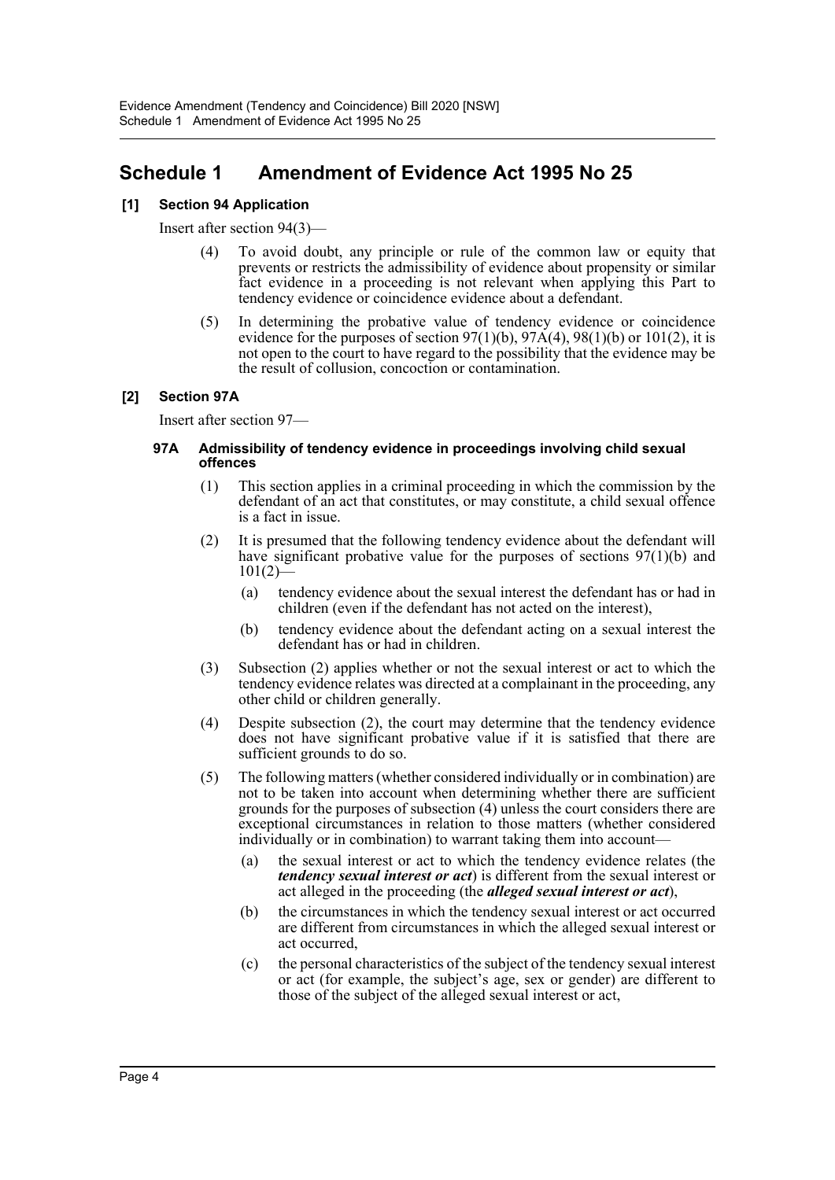# Schedule 1 Amendment of Evidence Act 1995 No 25

**[1] Section 94 Application**

Insert after section 94(3)—

(4) To avoid doubt, any principle or rule of the common law or equity that prevents or restricts the admissibility of evidence about propensity or similar fact evidence in a proceeding is not relevant when applying this Part to tendency evidence or coincidence evidence about a defendant.

(5) In determining the probative value of tendency evidence or coincidence evidence for the purposes of section 97(1)(b), 97A(4), 98(1)(b) or 101(2), it is not open to the court to have regard to the possibility that the evidence may be the result of collusion, concoction or contamination.

**[2] Section 97A**

Insert after section 97—

**97A Admissibility of tendency evidence in proceedings involving child sexual offences**

(1) This section applies in a criminal proceeding in which the commission by the defendant of an act that constitutes, or may constitute, a child sexual offence is a fact in issue.

(2) It is presumed that the following tendency evidence about the defendant will have significant probative value for the purposes of sections 97(1)(b) and 101(2)—

(a) tendency evidence about the sexual interest the defendant has or had in children (even if the defendant has not acted on the interest),

(b) tendency evidence about the defendant acting on a sexual interest the defendant has or had in children.

(3) Subsection (2) applies whether or not the sexual interest or act to which the tendency evidence relates was directed at a complainant in the proceeding, any other child or children generally.

(4) Despite subsection (2), the court may determine that the tendency evidence does not have significant probative value if it is satisfied that there are sufficient grounds to do so.

(5) The following matters (whether considered individually or in combination) are not to be taken into account when determining whether there are sufficient grounds for the purposes of subsection (4) unless the court considers there are exceptional circumstances in relation to those matters (whether considered individually or in combination) to warrant taking them into account—

(a) the sexual interest or act to which the tendency evidence relates (the ***tendency sexual interest or act***) is different from the sexual interest or act alleged in the proceeding (the ***alleged sexual interest or act***),

(b) the circumstances in which the tendency sexual interest or act occurred are different from circumstances in which the alleged sexual interest or act occurred,

(c) the personal characteristics of the subject of the tendency sexual interest or act (for example, the subject's age, sex or gender) are different to those of the subject of the alleged sexual interest or act,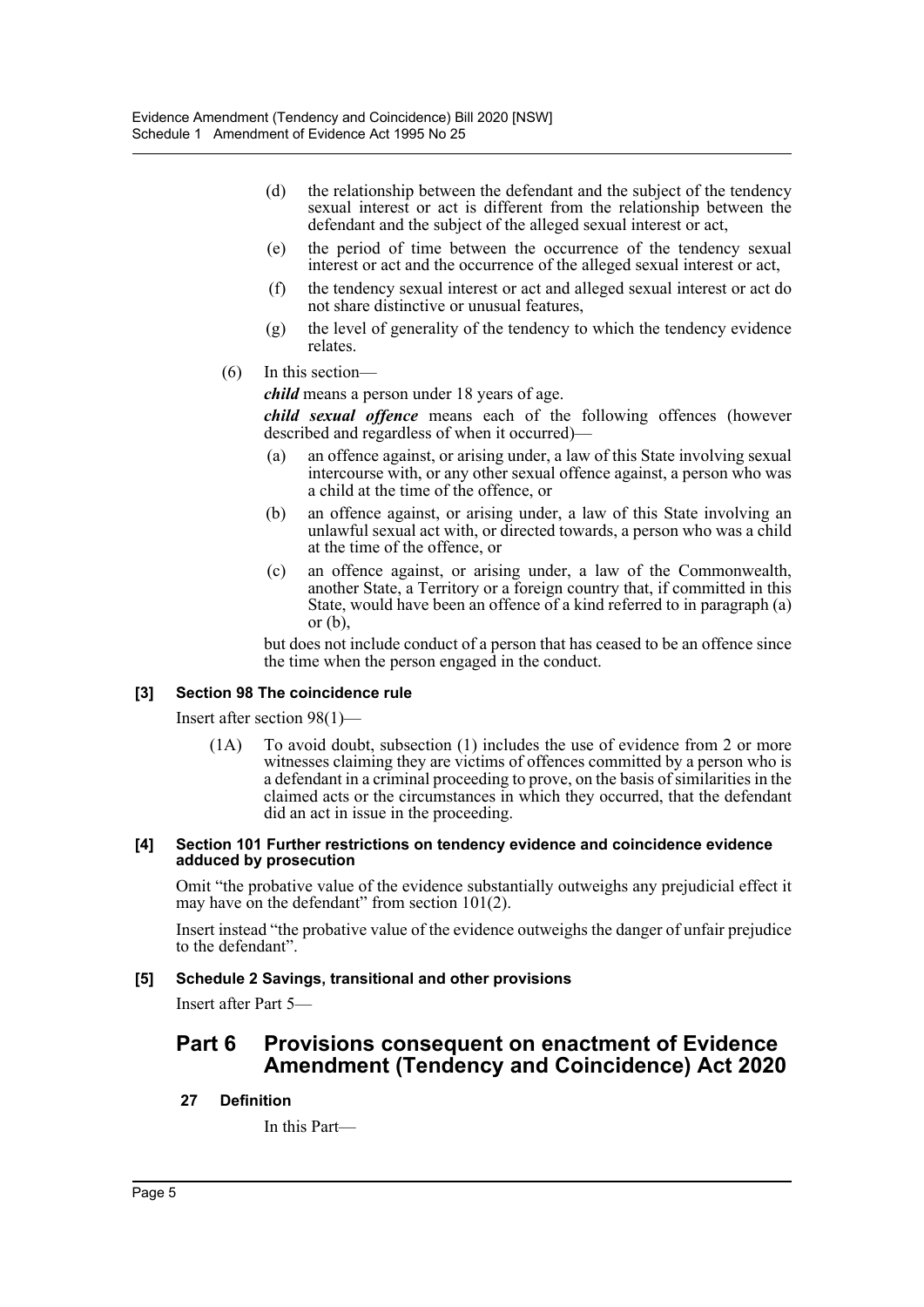(d) the relationship between the defendant and the subject of the tendency sexual interest or act is different from the relationship between the defendant and the subject of the alleged sexual interest or act,

(e) the period of time between the occurrence of the tendency sexual interest or act and the occurrence of the alleged sexual interest or act,

(f) the tendency sexual interest or act and alleged sexual interest or act do not share distinctive or unusual features,

(g) the level of generality of the tendency to which the tendency evidence relates.

(6) In this section—

***child*** means a person under 18 years of age.

***child sexual offence*** means each of the following offences (however described and regardless of when it occurred)—

(a) an offence against, or arising under, a law of this State involving sexual intercourse with, or any other sexual offence against, a person who was a child at the time of the offence, or

(b) an offence against, or arising under, a law of this State involving an unlawful sexual act with, or directed towards, a person who was a child at the time of the offence, or

(c) an offence against, or arising under, a law of the Commonwealth, another State, a Territory or a foreign country that, if committed in this State, would have been an offence of a kind referred to in paragraph (a) or (b),

but does not include conduct of a person that has ceased to be an offence since the time when the person engaged in the conduct.

#### [3] Section 98 The coincidence rule

Insert after section 98(1)—

(1A) To avoid doubt, subsection (1) includes the use of evidence from 2 or more witnesses claiming they are victims of offences committed by a person who is a defendant in a criminal proceeding to prove, on the basis of similarities in the claimed acts or the circumstances in which they occurred, that the defendant did an act in issue in the proceeding.

#### [4] Section 101 Further restrictions on tendency evidence and coincidence evidence adduced by prosecution

Omit "the probative value of the evidence substantially outweighs any prejudicial effect it may have on the defendant" from section 101(2).

Insert instead "the probative value of the evidence outweighs the danger of unfair prejudice to the defendant".

#### [5] Schedule 2 Savings, transitional and other provisions

Insert after Part 5—

## Part 6 Provisions consequent on enactment of Evidence Amendment (Tendency and Coincidence) Act 2020

### 27 Definition

In this Part—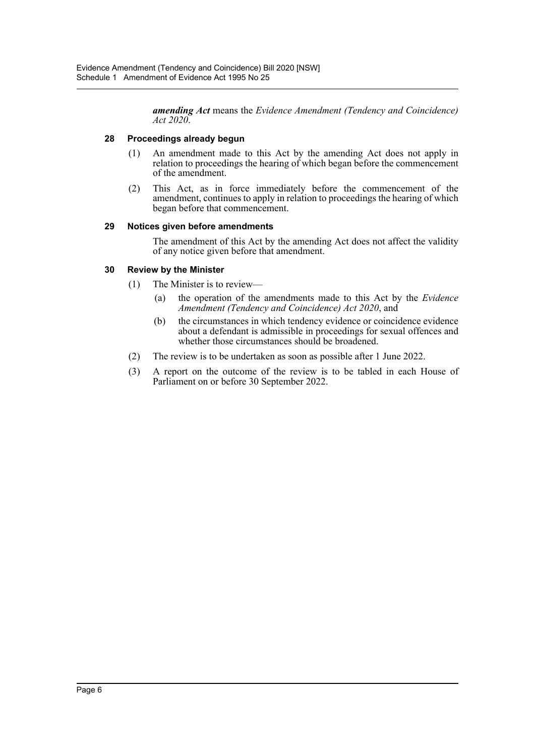***amending Act*** means the *Evidence Amendment (Tendency and Coincidence) Act 2020*.

**28 Proceedings already begun**

(1) An amendment made to this Act by the amending Act does not apply in relation to proceedings the hearing of which began before the commencement of the amendment.

(2) This Act, as in force immediately before the commencement of the amendment, continues to apply in relation to proceedings the hearing of which began before that commencement.

**29 Notices given before amendments**

The amendment of this Act by the amending Act does not affect the validity of any notice given before that amendment.

**30 Review by the Minister**

(1) The Minister is to review—

(a) the operation of the amendments made to this Act by the *Evidence Amendment (Tendency and Coincidence) Act 2020*, and

(b) the circumstances in which tendency evidence or coincidence evidence about a defendant is admissible in proceedings for sexual offences and whether those circumstances should be broadened.

(2) The review is to be undertaken as soon as possible after 1 June 2022.

(3) A report on the outcome of the review is to be tabled in each House of Parliament on or before 30 September 2022.